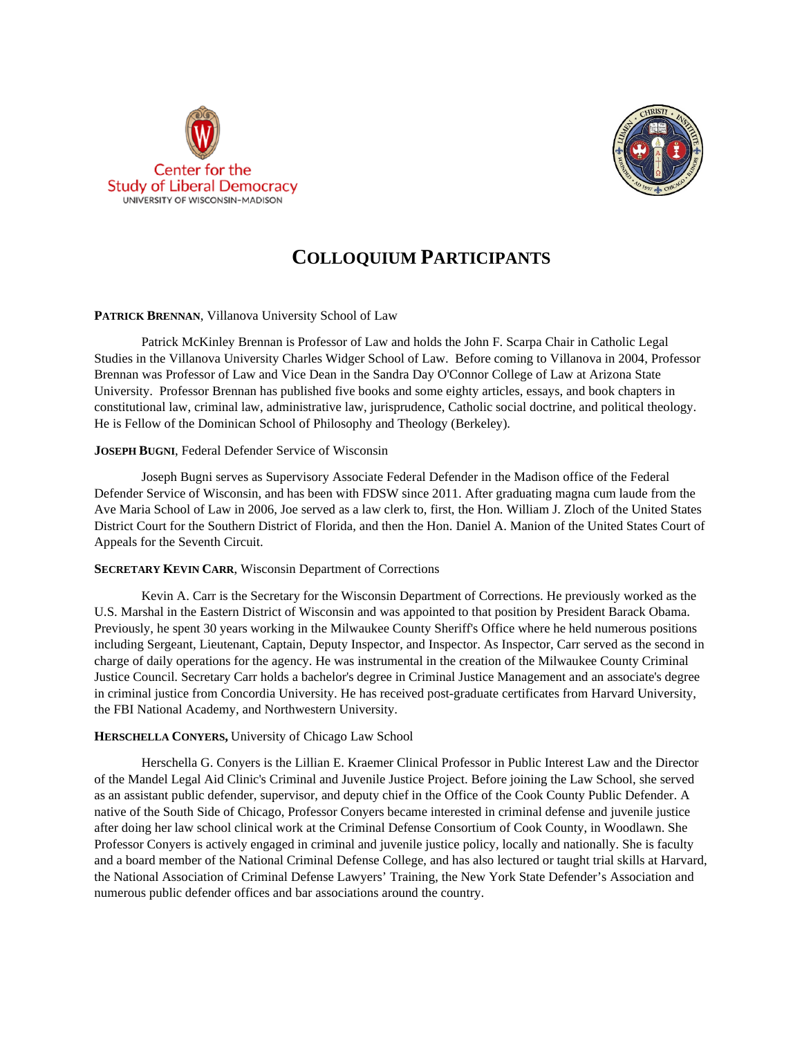Center for the Study of Liberal Democracy
UNIVERSITY OF WISCONSIN-MADISON

# COLLOQUIUM PARTICIPANTS

**PATRICK BRENNAN**, Villanova University School of Law

Patrick McKinley Brennan is Professor of Law and holds the John F. Scarpa Chair in Catholic Legal Studies in the Villanova University Charles Widger School of Law. Before coming to Villanova in 2004, Professor Brennan was Professor of Law and Vice Dean in the Sandra Day O'Connor College of Law at Arizona State University. Professor Brennan has published five books and some eighty articles, essays, and book chapters in constitutional law, criminal law, administrative law, jurisprudence, Catholic social doctrine, and political theology. He is Fellow of the Dominican School of Philosophy and Theology (Berkeley).

**JOSEPH BUGNI**, Federal Defender Service of Wisconsin

Joseph Bugni serves as Supervisory Associate Federal Defender in the Madison office of the Federal Defender Service of Wisconsin, and has been with FDSW since 2011. After graduating magna cum laude from the Ave Maria School of Law in 2006, Joe served as a law clerk to, first, the Hon. William J. Zloch of the United States District Court for the Southern District of Florida, and then the Hon. Daniel A. Manion of the United States Court of Appeals for the Seventh Circuit.

**SECRETARY KEVIN CARR**, Wisconsin Department of Corrections

Kevin A. Carr is the Secretary for the Wisconsin Department of Corrections. He previously worked as the U.S. Marshal in the Eastern District of Wisconsin and was appointed to that position by President Barack Obama. Previously, he spent 30 years working in the Milwaukee County Sheriff's Office where he held numerous positions including Sergeant, Lieutenant, Captain, Deputy Inspector, and Inspector. As Inspector, Carr served as the second in charge of daily operations for the agency. He was instrumental in the creation of the Milwaukee County Criminal Justice Council. Secretary Carr holds a bachelor's degree in Criminal Justice Management and an associate's degree in criminal justice from Concordia University. He has received post-graduate certificates from Harvard University, the FBI National Academy, and Northwestern University.

**HERSCHELLA CONYERS,** University of Chicago Law School

Herschella G. Conyers is the Lillian E. Kraemer Clinical Professor in Public Interest Law and the Director of the Mandel Legal Aid Clinic's Criminal and Juvenile Justice Project. Before joining the Law School, she served as an assistant public defender, supervisor, and deputy chief in the Office of the Cook County Public Defender. A native of the South Side of Chicago, Professor Conyers became interested in criminal defense and juvenile justice after doing her law school clinical work at the Criminal Defense Consortium of Cook County, in Woodlawn. She Professor Conyers is actively engaged in criminal and juvenile justice policy, locally and nationally. She is faculty and a board member of the National Criminal Defense College, and has also lectured or taught trial skills at Harvard, the National Association of Criminal Defense Lawyers' Training, the New York State Defender's Association and numerous public defender offices and bar associations around the country.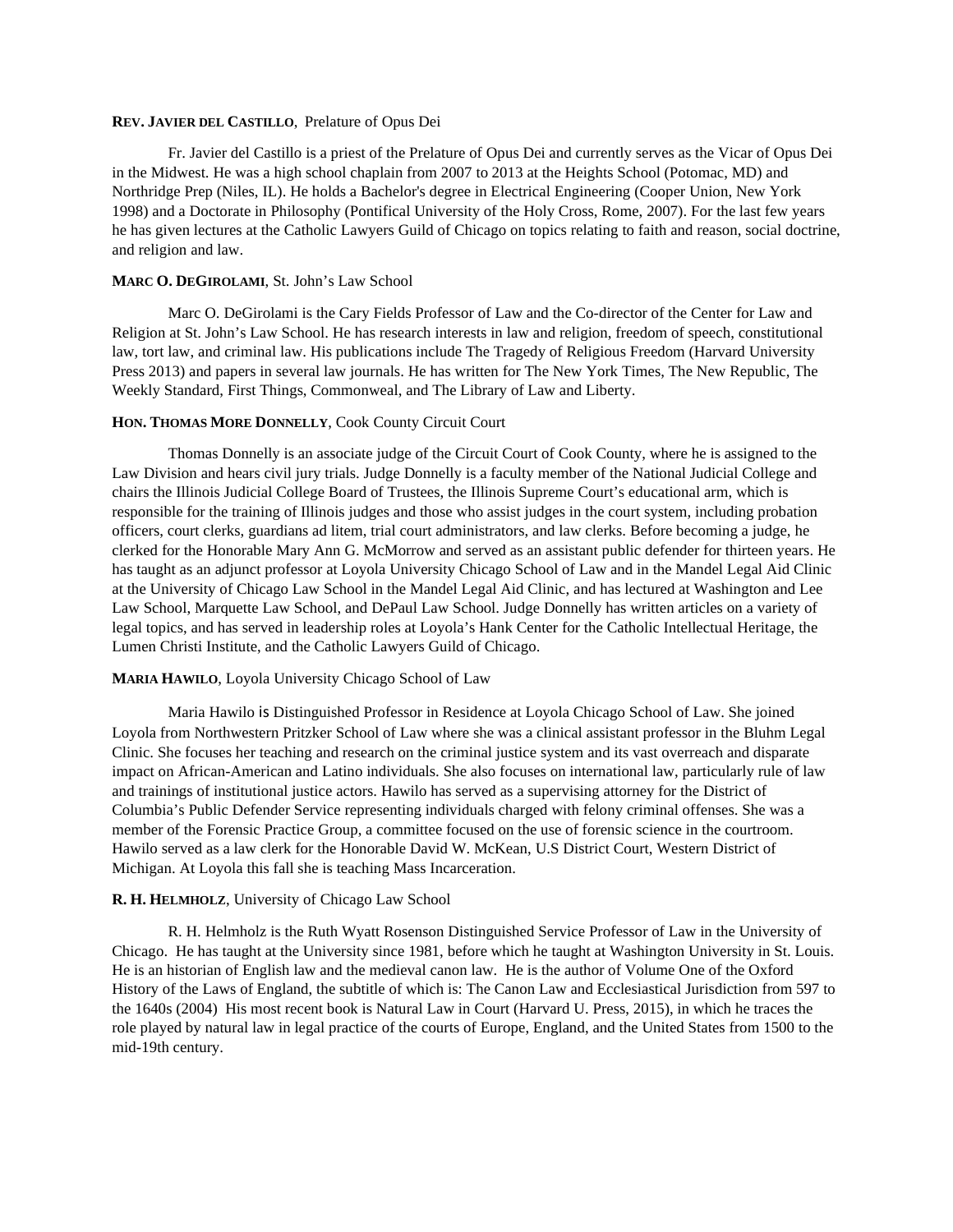**REV. JAVIER DEL CASTILLO**, Prelature of Opus Dei

Fr. Javier del Castillo is a priest of the Prelature of Opus Dei and currently serves as the Vicar of Opus Dei in the Midwest. He was a high school chaplain from 2007 to 2013 at the Heights School (Potomac, MD) and Northridge Prep (Niles, IL). He holds a Bachelor's degree in Electrical Engineering (Cooper Union, New York 1998) and a Doctorate in Philosophy (Pontifical University of the Holy Cross, Rome, 2007). For the last few years he has given lectures at the Catholic Lawyers Guild of Chicago on topics relating to faith and reason, social doctrine, and religion and law.

**MARC O. DEGIROLAMI**, St. John's Law School

Marc O. DeGirolami is the Cary Fields Professor of Law and the Co-director of the Center for Law and Religion at St. John's Law School. He has research interests in law and religion, freedom of speech, constitutional law, tort law, and criminal law. His publications include The Tragedy of Religious Freedom (Harvard University Press 2013) and papers in several law journals. He has written for The New York Times, The New Republic, The Weekly Standard, First Things, Commonweal, and The Library of Law and Liberty.

**HON. THOMAS MORE DONNELLY**, Cook County Circuit Court

Thomas Donnelly is an associate judge of the Circuit Court of Cook County, where he is assigned to the Law Division and hears civil jury trials. Judge Donnelly is a faculty member of the National Judicial College and chairs the Illinois Judicial College Board of Trustees, the Illinois Supreme Court's educational arm, which is responsible for the training of Illinois judges and those who assist judges in the court system, including probation officers, court clerks, guardians ad litem, trial court administrators, and law clerks. Before becoming a judge, he clerked for the Honorable Mary Ann G. McMorrow and served as an assistant public defender for thirteen years. He has taught as an adjunct professor at Loyola University Chicago School of Law and in the Mandel Legal Aid Clinic at the University of Chicago Law School in the Mandel Legal Aid Clinic, and has lectured at Washington and Lee Law School, Marquette Law School, and DePaul Law School. Judge Donnelly has written articles on a variety of legal topics, and has served in leadership roles at Loyola's Hank Center for the Catholic Intellectual Heritage, the Lumen Christi Institute, and the Catholic Lawyers Guild of Chicago.

**MARIA HAWILO**, Loyola University Chicago School of Law

Maria Hawilo is Distinguished Professor in Residence at Loyola Chicago School of Law. She joined Loyola from Northwestern Pritzker School of Law where she was a clinical assistant professor in the Bluhm Legal Clinic. She focuses her teaching and research on the criminal justice system and its vast overreach and disparate impact on African-American and Latino individuals. She also focuses on international law, particularly rule of law and trainings of institutional justice actors. Hawilo has served as a supervising attorney for the District of Columbia's Public Defender Service representing individuals charged with felony criminal offenses. She was a member of the Forensic Practice Group, a committee focused on the use of forensic science in the courtroom. Hawilo served as a law clerk for the Honorable David W. McKean, U.S District Court, Western District of Michigan. At Loyola this fall she is teaching Mass Incarceration.

**R. H. HELMHOLZ**, University of Chicago Law School

R. H. Helmholz is the Ruth Wyatt Rosenson Distinguished Service Professor of Law in the University of Chicago. He has taught at the University since 1981, before which he taught at Washington University in St. Louis. He is an historian of English law and the medieval canon law. He is the author of Volume One of the Oxford History of the Laws of England, the subtitle of which is: The Canon Law and Ecclesiastical Jurisdiction from 597 to the 1640s (2004) His most recent book is Natural Law in Court (Harvard U. Press, 2015), in which he traces the role played by natural law in legal practice of the courts of Europe, England, and the United States from 1500 to the mid-19th century.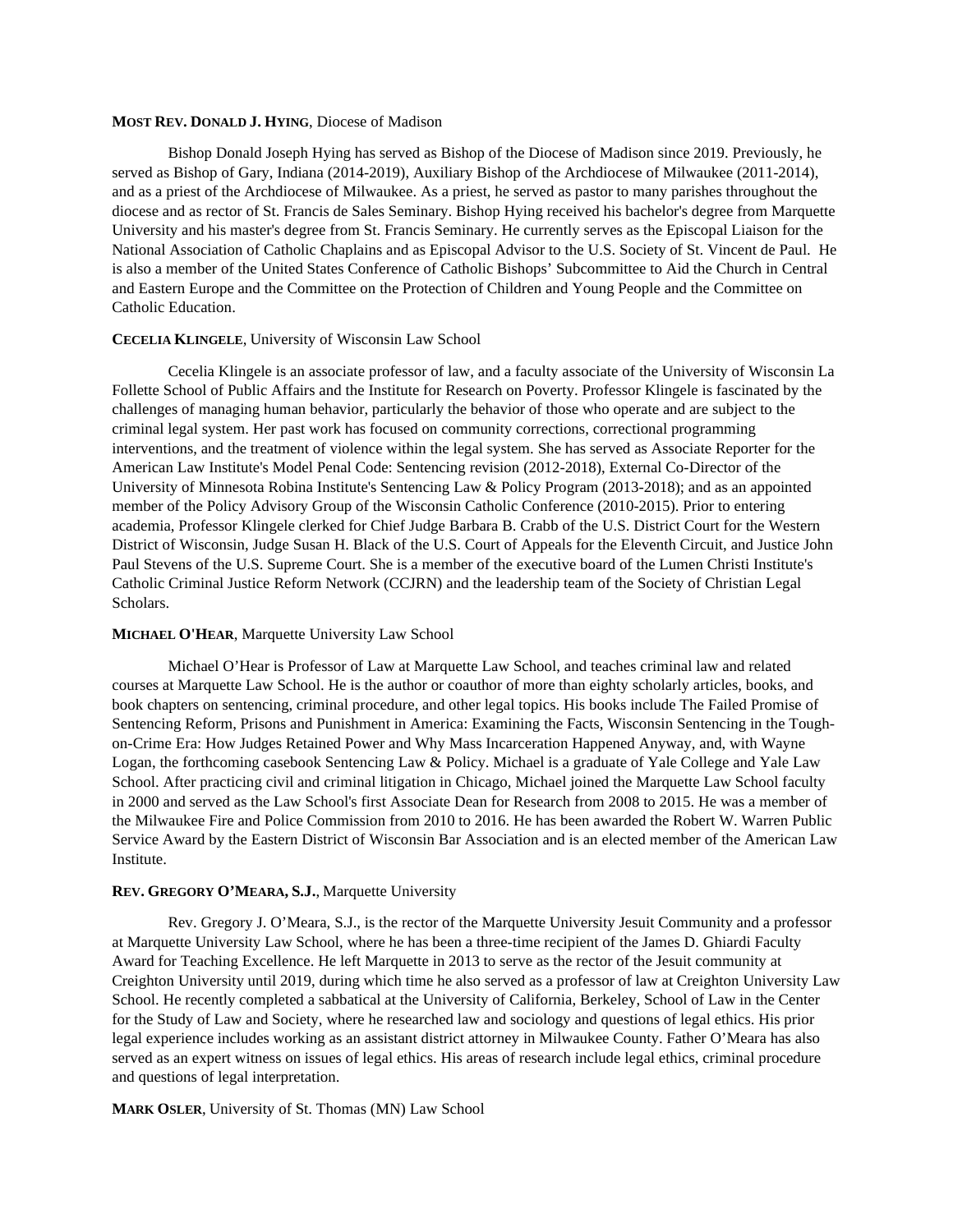**MOST REV. DONALD J. HYING**, Diocese of Madison

Bishop Donald Joseph Hying has served as Bishop of the Diocese of Madison since 2019. Previously, he served as Bishop of Gary, Indiana (2014-2019), Auxiliary Bishop of the Archdiocese of Milwaukee (2011-2014), and as a priest of the Archdiocese of Milwaukee. As a priest, he served as pastor to many parishes throughout the diocese and as rector of St. Francis de Sales Seminary. Bishop Hying received his bachelor's degree from Marquette University and his master's degree from St. Francis Seminary. He currently serves as the Episcopal Liaison for the National Association of Catholic Chaplains and as Episcopal Advisor to the U.S. Society of St. Vincent de Paul. He is also a member of the United States Conference of Catholic Bishops' Subcommittee to Aid the Church in Central and Eastern Europe and the Committee on the Protection of Children and Young People and the Committee on Catholic Education.

**CECELIA KLINGELE**, University of Wisconsin Law School

Cecelia Klingele is an associate professor of law, and a faculty associate of the University of Wisconsin La Follette School of Public Affairs and the Institute for Research on Poverty. Professor Klingele is fascinated by the challenges of managing human behavior, particularly the behavior of those who operate and are subject to the criminal legal system. Her past work has focused on community corrections, correctional programming interventions, and the treatment of violence within the legal system. She has served as Associate Reporter for the American Law Institute's Model Penal Code: Sentencing revision (2012-2018), External Co-Director of the University of Minnesota Robina Institute's Sentencing Law & Policy Program (2013-2018); and as an appointed member of the Policy Advisory Group of the Wisconsin Catholic Conference (2010-2015). Prior to entering academia, Professor Klingele clerked for Chief Judge Barbara B. Crabb of the U.S. District Court for the Western District of Wisconsin, Judge Susan H. Black of the U.S. Court of Appeals for the Eleventh Circuit, and Justice John Paul Stevens of the U.S. Supreme Court. She is a member of the executive board of the Lumen Christi Institute's Catholic Criminal Justice Reform Network (CCJRN) and the leadership team of the Society of Christian Legal Scholars.

**MICHAEL O'HEAR**, Marquette University Law School

Michael O'Hear is Professor of Law at Marquette Law School, and teaches criminal law and related courses at Marquette Law School. He is the author or coauthor of more than eighty scholarly articles, books, and book chapters on sentencing, criminal procedure, and other legal topics. His books include The Failed Promise of Sentencing Reform, Prisons and Punishment in America: Examining the Facts, Wisconsin Sentencing in the Tough-on-Crime Era: How Judges Retained Power and Why Mass Incarceration Happened Anyway, and, with Wayne Logan, the forthcoming casebook Sentencing Law & Policy. Michael is a graduate of Yale College and Yale Law School. After practicing civil and criminal litigation in Chicago, Michael joined the Marquette Law School faculty in 2000 and served as the Law School's first Associate Dean for Research from 2008 to 2015. He was a member of the Milwaukee Fire and Police Commission from 2010 to 2016. He has been awarded the Robert W. Warren Public Service Award by the Eastern District of Wisconsin Bar Association and is an elected member of the American Law Institute.

**REV. GREGORY O'MEARA, S.J.**, Marquette University

Rev. Gregory J. O'Meara, S.J., is the rector of the Marquette University Jesuit Community and a professor at Marquette University Law School, where he has been a three-time recipient of the James D. Ghiardi Faculty Award for Teaching Excellence. He left Marquette in 2013 to serve as the rector of the Jesuit community at Creighton University until 2019, during which time he also served as a professor of law at Creighton University Law School. He recently completed a sabbatical at the University of California, Berkeley, School of Law in the Center for the Study of Law and Society, where he researched law and sociology and questions of legal ethics. His prior legal experience includes working as an assistant district attorney in Milwaukee County. Father O'Meara has also served as an expert witness on issues of legal ethics. His areas of research include legal ethics, criminal procedure and questions of legal interpretation.

**MARK OSLER**, University of St. Thomas (MN) Law School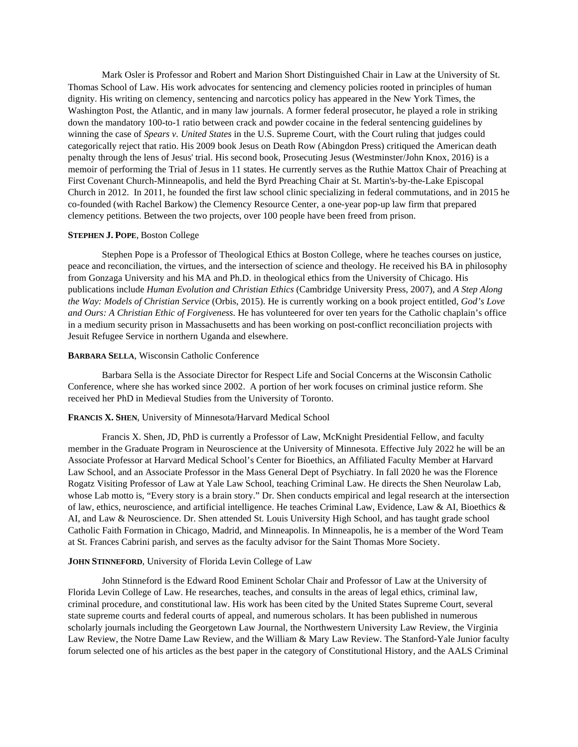Mark Osler is Professor and Robert and Marion Short Distinguished Chair in Law at the University of St. Thomas School of Law. His work advocates for sentencing and clemency policies rooted in principles of human dignity. His writing on clemency, sentencing and narcotics policy has appeared in the New York Times, the Washington Post, the Atlantic, and in many law journals. A former federal prosecutor, he played a role in striking down the mandatory 100-to-1 ratio between crack and powder cocaine in the federal sentencing guidelines by winning the case of *Spears v. United States* in the U.S. Supreme Court, with the Court ruling that judges could categorically reject that ratio. His 2009 book Jesus on Death Row (Abingdon Press) critiqued the American death penalty through the lens of Jesus' trial. His second book, Prosecuting Jesus (Westminster/John Knox, 2016) is a memoir of performing the Trial of Jesus in 11 states. He currently serves as the Ruthie Mattox Chair of Preaching at First Covenant Church-Minneapolis, and held the Byrd Preaching Chair at St. Martin's-by-the-Lake Episcopal Church in 2012. In 2011, he founded the first law school clinic specializing in federal commutations, and in 2015 he co-founded (with Rachel Barkow) the Clemency Resource Center, a one-year pop-up law firm that prepared clemency petitions. Between the two projects, over 100 people have been freed from prison.

**STEPHEN J. POPE**, Boston College

Stephen Pope is a Professor of Theological Ethics at Boston College, where he teaches courses on justice, peace and reconciliation, the virtues, and the intersection of science and theology. He received his BA in philosophy from Gonzaga University and his MA and Ph.D. in theological ethics from the University of Chicago. His publications include *Human Evolution and Christian Ethics* (Cambridge University Press, 2007), and *A Step Along the Way: Models of Christian Service* (Orbis, 2015). He is currently working on a book project entitled, *God's Love and Ours: A Christian Ethic of Forgiveness*. He has volunteered for over ten years for the Catholic chaplain's office in a medium security prison in Massachusetts and has been working on post-conflict reconciliation projects with Jesuit Refugee Service in northern Uganda and elsewhere.

**BARBARA SELLA**, Wisconsin Catholic Conference

Barbara Sella is the Associate Director for Respect Life and Social Concerns at the Wisconsin Catholic Conference, where she has worked since 2002. A portion of her work focuses on criminal justice reform. She received her PhD in Medieval Studies from the University of Toronto.

**FRANCIS X. SHEN**, University of Minnesota/Harvard Medical School

Francis X. Shen, JD, PhD is currently a Professor of Law, McKnight Presidential Fellow, and faculty member in the Graduate Program in Neuroscience at the University of Minnesota. Effective July 2022 he will be an Associate Professor at Harvard Medical School's Center for Bioethics, an Affiliated Faculty Member at Harvard Law School, and an Associate Professor in the Mass General Dept of Psychiatry. In fall 2020 he was the Florence Rogatz Visiting Professor of Law at Yale Law School, teaching Criminal Law. He directs the Shen Neurolaw Lab, whose Lab motto is, "Every story is a brain story." Dr. Shen conducts empirical and legal research at the intersection of law, ethics, neuroscience, and artificial intelligence. He teaches Criminal Law, Evidence, Law & AI, Bioethics & AI, and Law & Neuroscience. Dr. Shen attended St. Louis University High School, and has taught grade school Catholic Faith Formation in Chicago, Madrid, and Minneapolis. In Minneapolis, he is a member of the Word Team at St. Frances Cabrini parish, and serves as the faculty advisor for the Saint Thomas More Society.

**JOHN STINNEFORD**, University of Florida Levin College of Law

John Stinneford is the Edward Rood Eminent Scholar Chair and Professor of Law at the University of Florida Levin College of Law. He researches, teaches, and consults in the areas of legal ethics, criminal law, criminal procedure, and constitutional law. His work has been cited by the United States Supreme Court, several state supreme courts and federal courts of appeal, and numerous scholars. It has been published in numerous scholarly journals including the Georgetown Law Journal, the Northwestern University Law Review, the Virginia Law Review, the Notre Dame Law Review, and the William & Mary Law Review. The Stanford-Yale Junior faculty forum selected one of his articles as the best paper in the category of Constitutional History, and the AALS Criminal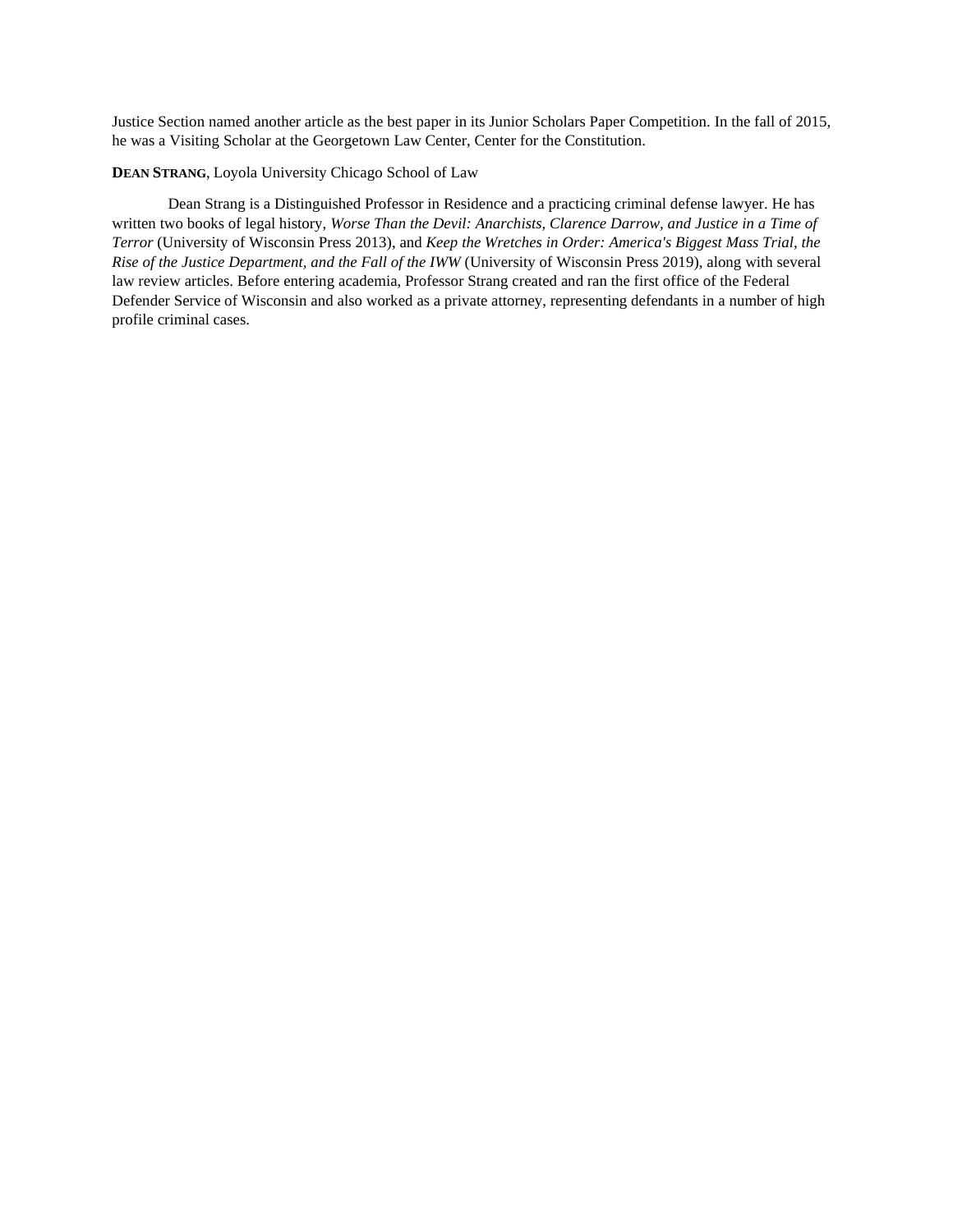Justice Section named another article as the best paper in its Junior Scholars Paper Competition. In the fall of 2015, he was a Visiting Scholar at the Georgetown Law Center, Center for the Constitution.

**DEAN STRANG**, Loyola University Chicago School of Law

Dean Strang is a Distinguished Professor in Residence and a practicing criminal defense lawyer. He has written two books of legal history, *Worse Than the Devil: Anarchists, Clarence Darrow, and Justice in a Time of Terror* (University of Wisconsin Press 2013), and *Keep the Wretches in Order: America's Biggest Mass Trial, the Rise of the Justice Department, and the Fall of the IWW* (University of Wisconsin Press 2019), along with several law review articles. Before entering academia, Professor Strang created and ran the first office of the Federal Defender Service of Wisconsin and also worked as a private attorney, representing defendants in a number of high profile criminal cases.